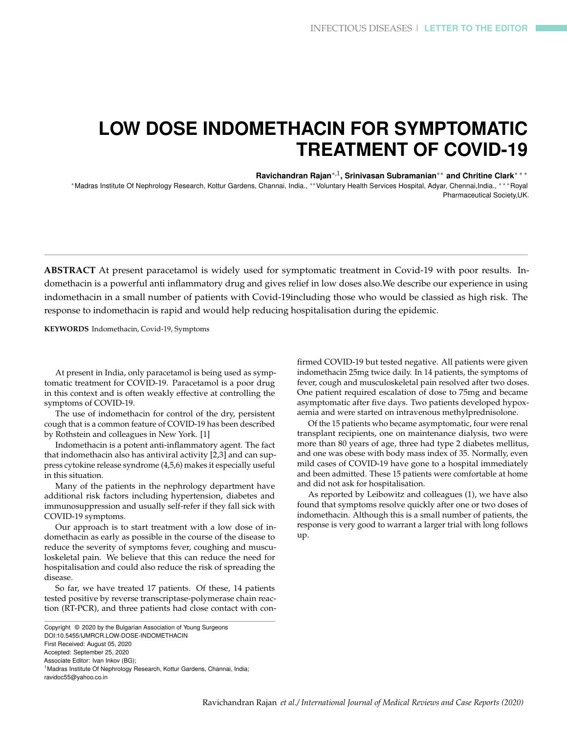# LOW DOSE INDOMETHACIN FOR SYMPTOMATIC TREATMENT OF COVID-19

**Ravichandran Rajan**[*,1], **Srinivasan Subramanian**[**] **and Chritine Clark**[***]

[*]Madras Institute Of Nephrology Research, Kottur Gardens, Channai, India., [**]Voluntary Health Services Hospital, Adyar, Chennai,India., [***]Royal Pharmaceutical Society,UK.

**ABSTRACT** At present paracetamol is widely used for symptomatic treatment in Covid-19 with poor results. Indomethacin is a powerful anti inflammatory drug and gives relief in low doses also.We describe our experience in using indomethacin in a small number of patients with Covid-19including those who would be classied as high risk. The response to indomethacin is rapid and would help reducing hospitalisation during the epidemic.

**KEYWORDS** Indomethacin, Covid-19, Symptoms

At present in India, only paracetamol is being used as symptomatic treatment for COVID-19. Paracetamol is a poor drug in this context and is often weakly effective at controlling the symptoms of COVID-19.

The use of indomethacin for control of the dry, persistent cough that is a common feature of COVID-19 has been described by Rothstein and colleagues in New York. [1]

Indomethacin is a potent anti-inflammatory agent. The fact that indomethacin also has antiviral activity [2,3] and can suppress cytokine release syndrome (4,5,6) makes it especially useful in this situation.

Many of the patients in the nephrology department have additional risk factors including hypertension, diabetes and immunosuppression and usually self-refer if they fall sick with COVID-19 symptoms.

Our approach is to start treatment with a low dose of indomethacin as early as possible in the course of the disease to reduce the severity of symptoms fever, coughing and musculoskeletal pain. We believe that this can reduce the need for hospitalisation and could also reduce the risk of spreading the disease.

So far, we have treated 17 patients. Of these, 14 patients tested positive by reverse transcriptase-polymerase chain reaction (RT-PCR), and three patients had close contact with confirmed COVID-19 but tested negative. All patients were given indomethacin 25mg twice daily. In 14 patients, the symptoms of fever, cough and musculoskeletal pain resolved after two doses. One patient required escalation of dose to 75mg and became asymptomatic after five days. Two patients developed hypoxaemia and were started on intravenous methylprednisolone.

Of the 15 patients who became asymptomatic, four were renal transplant recipients, one on maintenance dialysis, two were more than 80 years of age, three had type 2 diabetes mellitus, and one was obese with body mass index of 35. Normally, even mild cases of COVID-19 have gone to a hospital immediately and been admitted. These 15 patients were comfortable at home and did not ask for hospitalisation.

As reported by Leibowitz and colleagues (1), we have also found that symptoms resolve quickly after one or two doses of indomethacin. Although this is a small number of patients, the response is very good to warrant a larger trial with long follows up.

Copyright © 2020 by the Bulgarian Association of Young Surgeons
DOI:10.5455/IJMRCR.LOW-DOSE-INDOMETHACIN
First Received: August 05, 2020
Accepted: September 25, 2020
Associate Editor: Ivan Inkov (BG);
[1]Madras Institute Of Nephrology Research, Kottur Gardens, Channai, India; ravidoc55@yahoo.co.in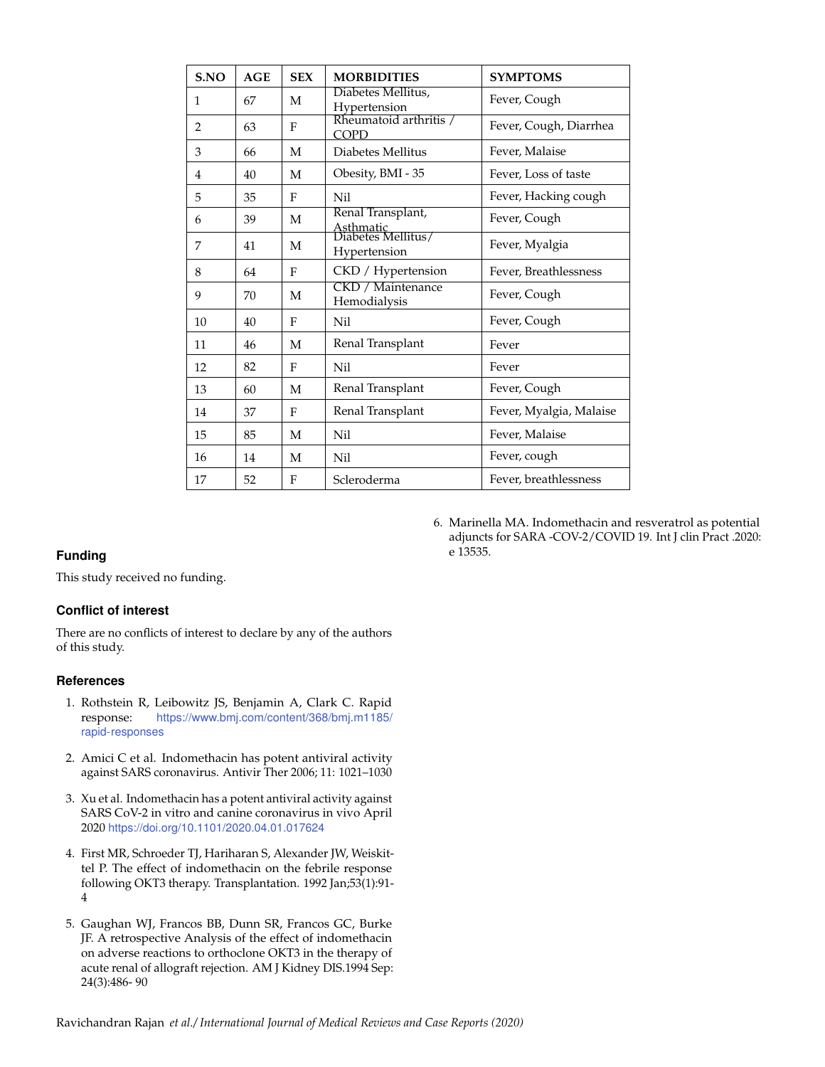| S.NO | AGE | SEX | MORBIDITIES | SYMPTOMS |
|---|---|---|---|---|
| 1 | 67 | M | Diabetes Mellitus, Hypertension | Fever, Cough |
| 2 | 63 | F | Rheumatoid arthritis / COPD | Fever, Cough, Diarrhea |
| 3 | 66 | M | Diabetes Mellitus | Fever, Malaise |
| 4 | 40 | M | Obesity, BMI - 35 | Fever, Loss of taste |
| 5 | 35 | F | Nil | Fever, Hacking cough |
| 6 | 39 | M | Renal Transplant, Asthmatic | Fever, Cough |
| 7 | 41 | M | Diabetes Mellitus/ Hypertension | Fever, Myalgia |
| 8 | 64 | F | CKD / Hypertension | Fever, Breathlessness |
| 9 | 70 | M | CKD / Maintenance Hemodialysis | Fever, Cough |
| 10 | 40 | F | Nil | Fever, Cough |
| 11 | 46 | M | Renal Transplant | Fever |
| 12 | 82 | F | Nil | Fever |
| 13 | 60 | M | Renal Transplant | Fever, Cough |
| 14 | 37 | F | Renal Transplant | Fever, Myalgia, Malaise |
| 15 | 85 | M | Nil | Fever, Malaise |
| 16 | 14 | M | Nil | Fever, cough |
| 17 | 52 | F | Scleroderma | Fever, breathlessness |

### Funding

This study received no funding.

### Conflict of interest

There are no conflicts of interest to declare by any of the authors of this study.

### References

1. Rothstein R, Leibowitz JS, Benjamin A, Clark C. Rapid response: https://www.bmj.com/content/368/bmj.m1185/rapid-responses
2. Amici C et al. Indomethacin has potent antiviral activity against SARS coronavirus. Antivir Ther 2006; 11: 1021–1030
3. Xu et al. Indomethacin has a potent antiviral activity against SARS CoV-2 in vitro and canine coronavirus in vivo April 2020 https://doi.org/10.1101/2020.04.01.017624
4. First MR, Schroeder TJ, Hariharan S, Alexander JW, Weiskittel P. The effect of indomethacin on the febrile response following OKT3 therapy. Transplantation. 1992 Jan;53(1):91-4
5. Gaughan WJ, Francos BB, Dunn SR, Francos GC, Burke JF. A retrospective Analysis of the effect of indomethacin on adverse reactions to orthoclone OKT3 in the therapy of acute renal of allograft rejection. AM J Kidney DIS.1994 Sep: 24(3):486- 90
6. Marinella MA. Indomethacin and resveratrol as potential adjuncts for SARA -COV-2/COVID 19. Int J clin Pract .2020: e 13535.